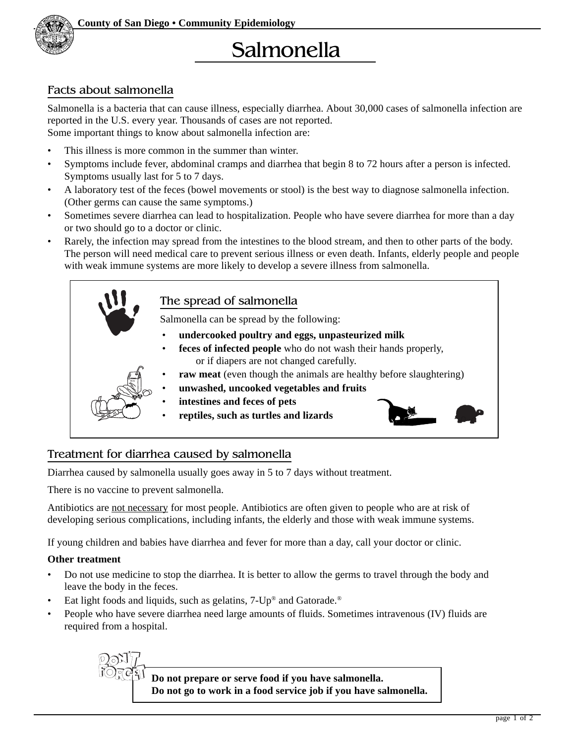County of San Diego • Community Epidemiology

# Salmonella

## Facts about salmonella

Salmonella is a bacteria that can cause illness, especially diarrhea. About 30,000 cases of salmonella infection are reported in the U.S. every year. Thousands of cases are not reported.
Some important things to know about salmonella infection are:

- This illness is more common in the summer than winter.
- Symptoms include fever, abdominal cramps and diarrhea that begin 8 to 72 hours after a person is infected. Symptoms usually last for 5 to 7 days.
- A laboratory test of the feces (bowel movements or stool) is the best way to diagnose salmonella infection. (Other germs can cause the same symptoms.)
- Sometimes severe diarrhea can lead to hospitalization. People who have severe diarrhea for more than a day or two should go to a doctor or clinic.
- Rarely, the infection may spread from the intestines to the blood stream, and then to other parts of the body. The person will need medical care to prevent serious illness or even death. Infants, elderly people and people with weak immune systems are more likely to develop a severe illness from salmonella.

## The spread of salmonella

Salmonella can be spread by the following:

- **undercooked poultry and eggs, unpasteurized milk**
- **feces of infected people** who do not wash their hands properly, or if diapers are not changed carefully.
- **raw meat** (even though the animals are healthy before slaughtering)
- **unwashed, uncooked vegetables and fruits**
- **intestines and feces of pets**
- **reptiles, such as turtles and lizards**

## Treatment for diarrhea caused by salmonella

Diarrhea caused by salmonella usually goes away in 5 to 7 days without treatment.

There is no vaccine to prevent salmonella.

Antibiotics are not necessary for most people. Antibiotics are often given to people who are at risk of developing serious complications, including infants, the elderly and those with weak immune systems.

If young children and babies have diarrhea and fever for more than a day, call your doctor or clinic.

**Other treatment**

- Do not use medicine to stop the diarrhea. It is better to allow the germs to travel through the body and leave the body in the feces.
- Eat light foods and liquids, such as gelatins, 7-Up® and Gatorade.®
- People who have severe diarrhea need large amounts of fluids. Sometimes intravenous (IV) fluids are required from a hospital.

DON'T FORGET

**Do not prepare or serve food if you have salmonella.**
**Do not go to work in a food service job if you have salmonella.**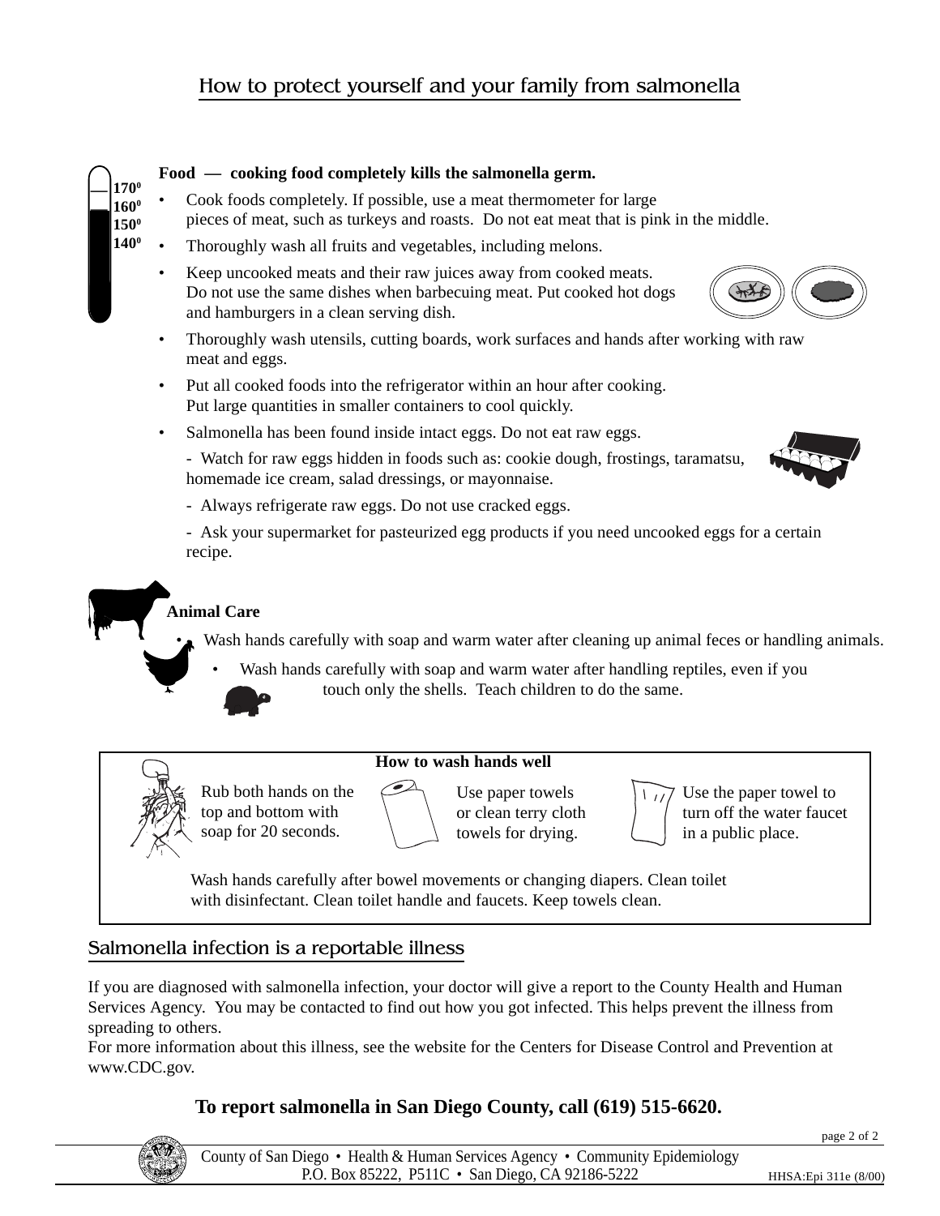# How to protect yourself and your family from salmonella

170⁰
160⁰
150⁰
140⁰

**Food — cooking food completely kills the salmonella germ.**

- Cook foods completely. If possible, use a meat thermometer for large pieces of meat, such as turkeys and roasts. Do not eat meat that is pink in the middle.
- Thoroughly wash all fruits and vegetables, including melons.
- Keep uncooked meats and their raw juices away from cooked meats. Do not use the same dishes when barbecuing meat. Put cooked hot dogs and hamburgers in a clean serving dish.
- Thoroughly wash utensils, cutting boards, work surfaces and hands after working with raw meat and eggs.
- Put all cooked foods into the refrigerator within an hour after cooking. Put large quantities in smaller containers to cool quickly.
- Salmonella has been found inside intact eggs. Do not eat raw eggs.

  - Watch for raw eggs hidden in foods such as: cookie dough, frostings, taramatsu, homemade ice cream, salad dressings, or mayonnaise.

  - Always refrigerate raw eggs. Do not use cracked eggs.

  - Ask your supermarket for pasteurized egg products if you need uncooked eggs for a certain recipe.

**Animal Care**

- Wash hands carefully with soap and warm water after cleaning up animal feces or handling animals.
- Wash hands carefully with soap and warm water after handling reptiles, even if you touch only the shells. Teach children to do the same.

**How to wash hands well**

Rub both hands on the top and bottom with soap for 20 seconds.

Use paper towels or clean terry cloth towels for drying.

Use the paper towel to turn off the water faucet in a public place.

Wash hands carefully after bowel movements or changing diapers. Clean toilet with disinfectant. Clean toilet handle and faucets. Keep towels clean.

## Salmonella infection is a reportable illness

If you are diagnosed with salmonella infection, your doctor will give a report to the County Health and Human Services Agency. You may be contacted to find out how you got infected. This helps prevent the illness from spreading to others.
For more information about this illness, see the website for the Centers for Disease Control and Prevention at www.CDC.gov.

**To report salmonella in San Diego County, call (619) 515-6620.**

County of San Diego • Health & Human Services Agency • Community Epidemiology
P.O. Box 85222, P511C • San Diego, CA 92186-5222

HHSA:Epi 311e (8/00)